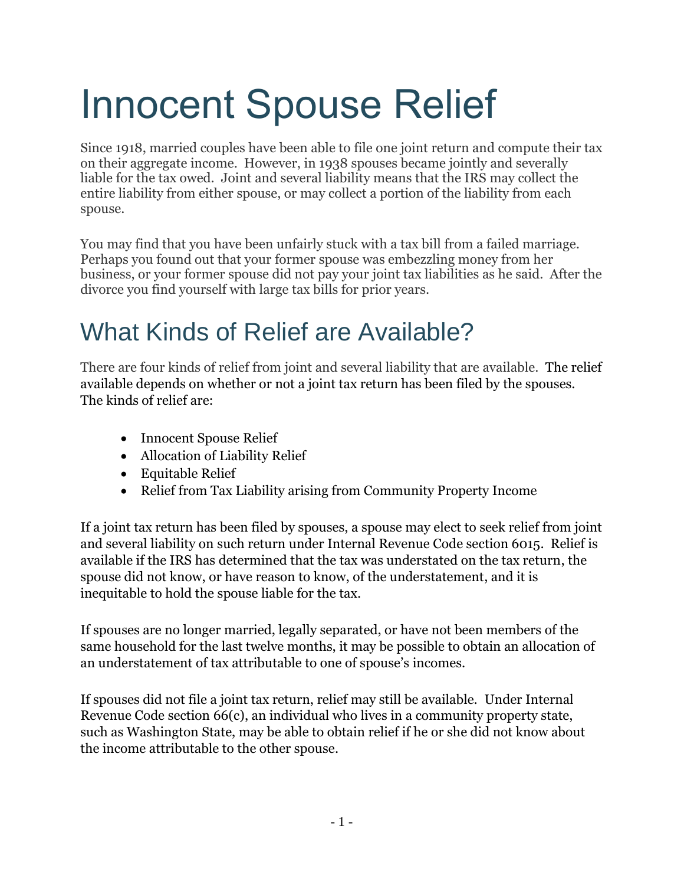# Innocent Spouse Relief

Since 1918, married couples have been able to file one joint return and compute their tax on their aggregate income. However, in 1938 spouses became jointly and severally liable for the tax owed. Joint and several liability means that the IRS may collect the entire liability from either spouse, or may collect a portion of the liability from each spouse.

You may find that you have been unfairly stuck with a tax bill from a failed marriage. Perhaps you found out that your former spouse was embezzling money from her business, or your former spouse did not pay your joint tax liabilities as he said. After the divorce you find yourself with large tax bills for prior years.

## What Kinds of Relief are Available?

There are four kinds of relief from joint and several liability that are available. The relief available depends on whether or not a joint tax return has been filed by the spouses. The kinds of relief are:

- Innocent Spouse Relief
- Allocation of Liability Relief
- Equitable Relief
- Relief from Tax Liability arising from Community Property Income

If a joint tax return has been filed by spouses, a spouse may elect to seek relief from joint and several liability on such return under Internal Revenue Code section 6015. Relief is available if the IRS has determined that the tax was understated on the tax return, the spouse did not know, or have reason to know, of the understatement, and it is inequitable to hold the spouse liable for the tax.

If spouses are no longer married, legally separated, or have not been members of the same household for the last twelve months, it may be possible to obtain an allocation of an understatement of tax attributable to one of spouse's incomes.

If spouses did not file a joint tax return, relief may still be available. Under Internal Revenue Code section 66(c), an individual who lives in a community property state, such as Washington State, may be able to obtain relief if he or she did not know about the income attributable to the other spouse.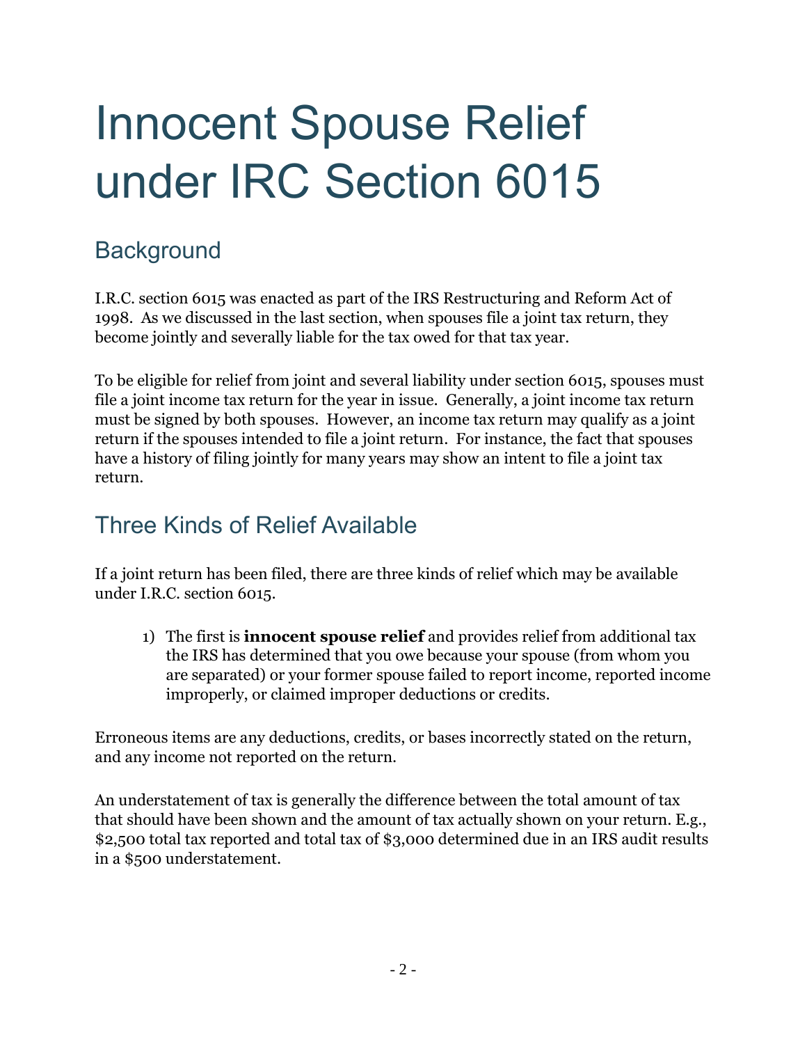# Innocent Spouse Relief under IRC Section 6015

## Background

I.R.C. section 6015 was enacted as part of the IRS Restructuring and Reform Act of 1998. As we discussed in the last section, when spouses file a joint tax return, they become jointly and severally liable for the tax owed for that tax year.

To be eligible for relief from joint and several liability under section 6015, spouses must file a joint income tax return for the year in issue. Generally, a joint income tax return must be signed by both spouses. However, an income tax return may qualify as a joint return if the spouses intended to file a joint return. For instance, the fact that spouses have a history of filing jointly for many years may show an intent to file a joint tax return.

## Three Kinds of Relief Available

If a joint return has been filed, there are three kinds of relief which may be available under I.R.C. section 6015.

1) The first is **innocent spouse relief** and provides relief from additional tax the IRS has determined that you owe because your spouse (from whom you are separated) or your former spouse failed to report income, reported income improperly, or claimed improper deductions or credits.

Erroneous items are any deductions, credits, or bases incorrectly stated on the return, and any income not reported on the return.

An understatement of tax is generally the difference between the total amount of tax that should have been shown and the amount of tax actually shown on your return. E.g., $2,500 total tax reported and total tax of $3,000 determined due in an IRS audit results in a $500 understatement.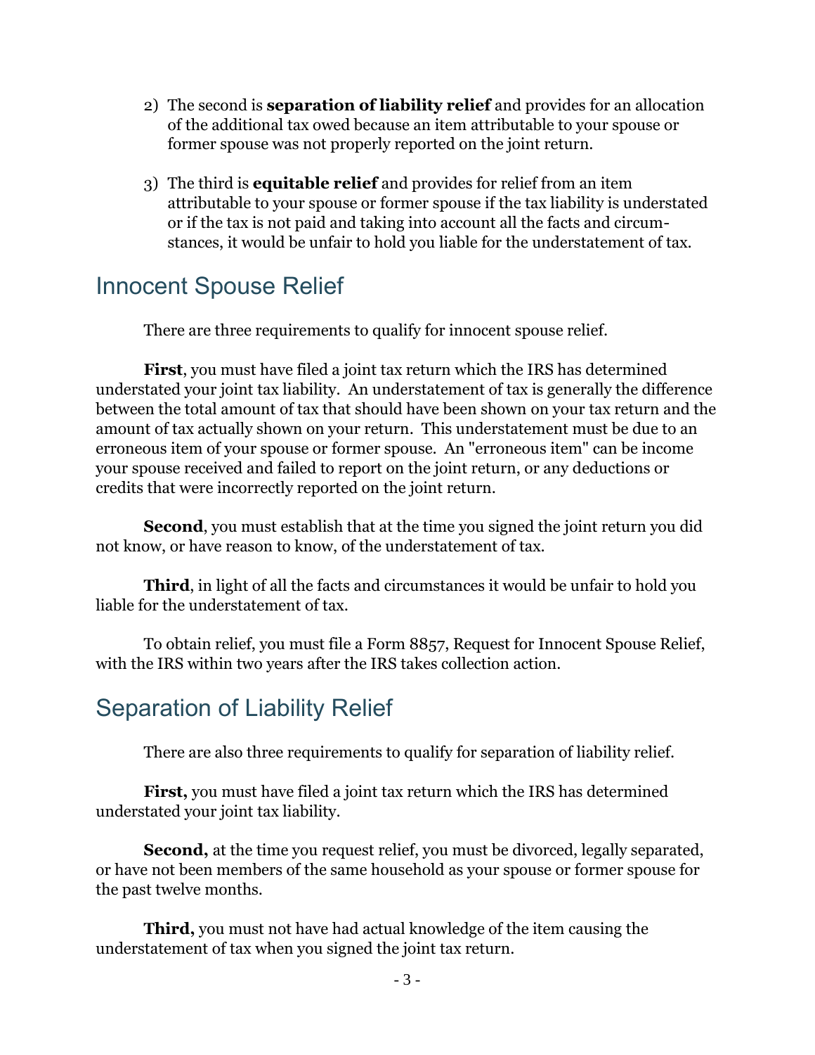2) The second is **separation of liability relief** and provides for an allocation of the additional tax owed because an item attributable to your spouse or former spouse was not properly reported on the joint return.

3) The third is **equitable relief** and provides for relief from an item attributable to your spouse or former spouse if the tax liability is understated or if the tax is not paid and taking into account all the facts and circumstances, it would be unfair to hold you liable for the understatement of tax.

## Innocent Spouse Relief

There are three requirements to qualify for innocent spouse relief.

**First**, you must have filed a joint tax return which the IRS has determined understated your joint tax liability. An understatement of tax is generally the difference between the total amount of tax that should have been shown on your tax return and the amount of tax actually shown on your return. This understatement must be due to an erroneous item of your spouse or former spouse. An "erroneous item" can be income your spouse received and failed to report on the joint return, or any deductions or credits that were incorrectly reported on the joint return.

**Second**, you must establish that at the time you signed the joint return you did not know, or have reason to know, of the understatement of tax.

**Third**, in light of all the facts and circumstances it would be unfair to hold you liable for the understatement of tax.

To obtain relief, you must file a Form 8857, Request for Innocent Spouse Relief, with the IRS within two years after the IRS takes collection action.

## Separation of Liability Relief

There are also three requirements to qualify for separation of liability relief.

**First,** you must have filed a joint tax return which the IRS has determined understated your joint tax liability.

**Second,** at the time you request relief, you must be divorced, legally separated, or have not been members of the same household as your spouse or former spouse for the past twelve months.

**Third,** you must not have had actual knowledge of the item causing the understatement of tax when you signed the joint tax return.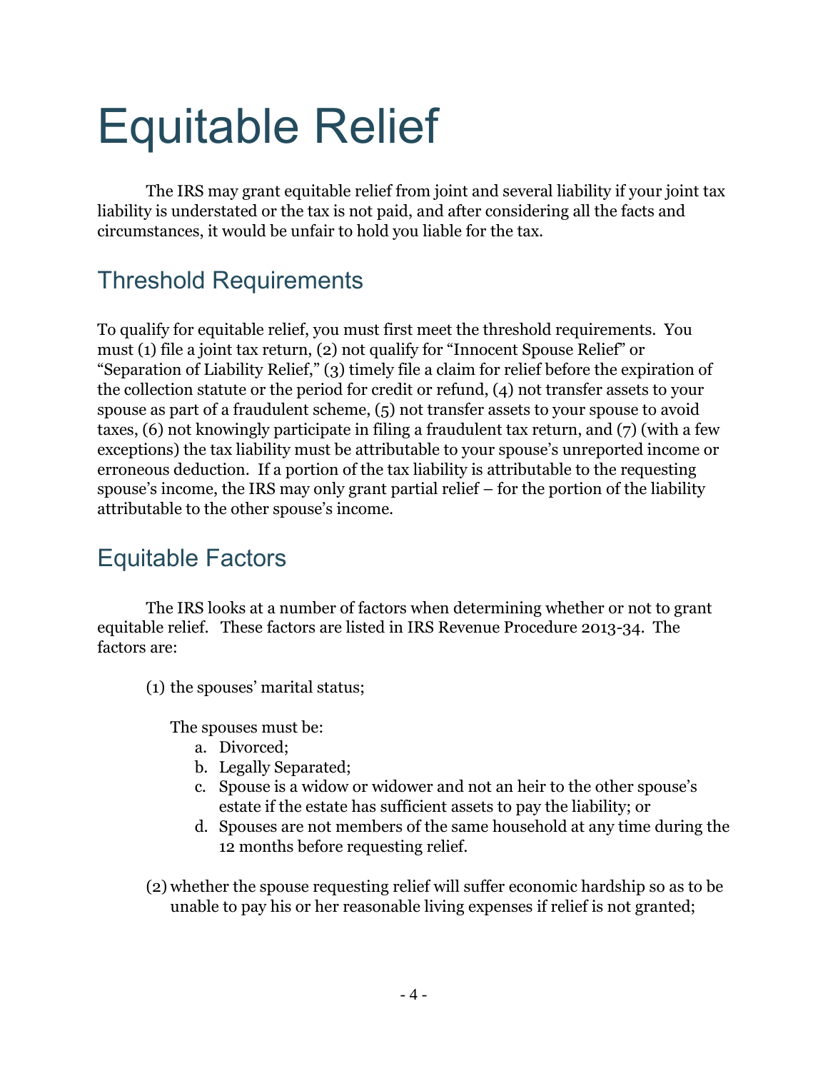# Equitable Relief

The IRS may grant equitable relief from joint and several liability if your joint tax liability is understated or the tax is not paid, and after considering all the facts and circumstances, it would be unfair to hold you liable for the tax.

## Threshold Requirements

To qualify for equitable relief, you must first meet the threshold requirements. You must (1) file a joint tax return, (2) not qualify for "Innocent Spouse Relief" or "Separation of Liability Relief," (3) timely file a claim for relief before the expiration of the collection statute or the period for credit or refund, (4) not transfer assets to your spouse as part of a fraudulent scheme, (5) not transfer assets to your spouse to avoid taxes, (6) not knowingly participate in filing a fraudulent tax return, and (7) (with a few exceptions) the tax liability must be attributable to your spouse's unreported income or erroneous deduction. If a portion of the tax liability is attributable to the requesting spouse's income, the IRS may only grant partial relief – for the portion of the liability attributable to the other spouse's income.

## Equitable Factors

The IRS looks at a number of factors when determining whether or not to grant equitable relief. These factors are listed in IRS Revenue Procedure 2013-34. The factors are:

(1) the spouses' marital status;

The spouses must be:

a. Divorced;
b. Legally Separated;
c. Spouse is a widow or widower and not an heir to the other spouse's estate if the estate has sufficient assets to pay the liability; or
d. Spouses are not members of the same household at any time during the 12 months before requesting relief.

(2) whether the spouse requesting relief will suffer economic hardship so as to be unable to pay his or her reasonable living expenses if relief is not granted;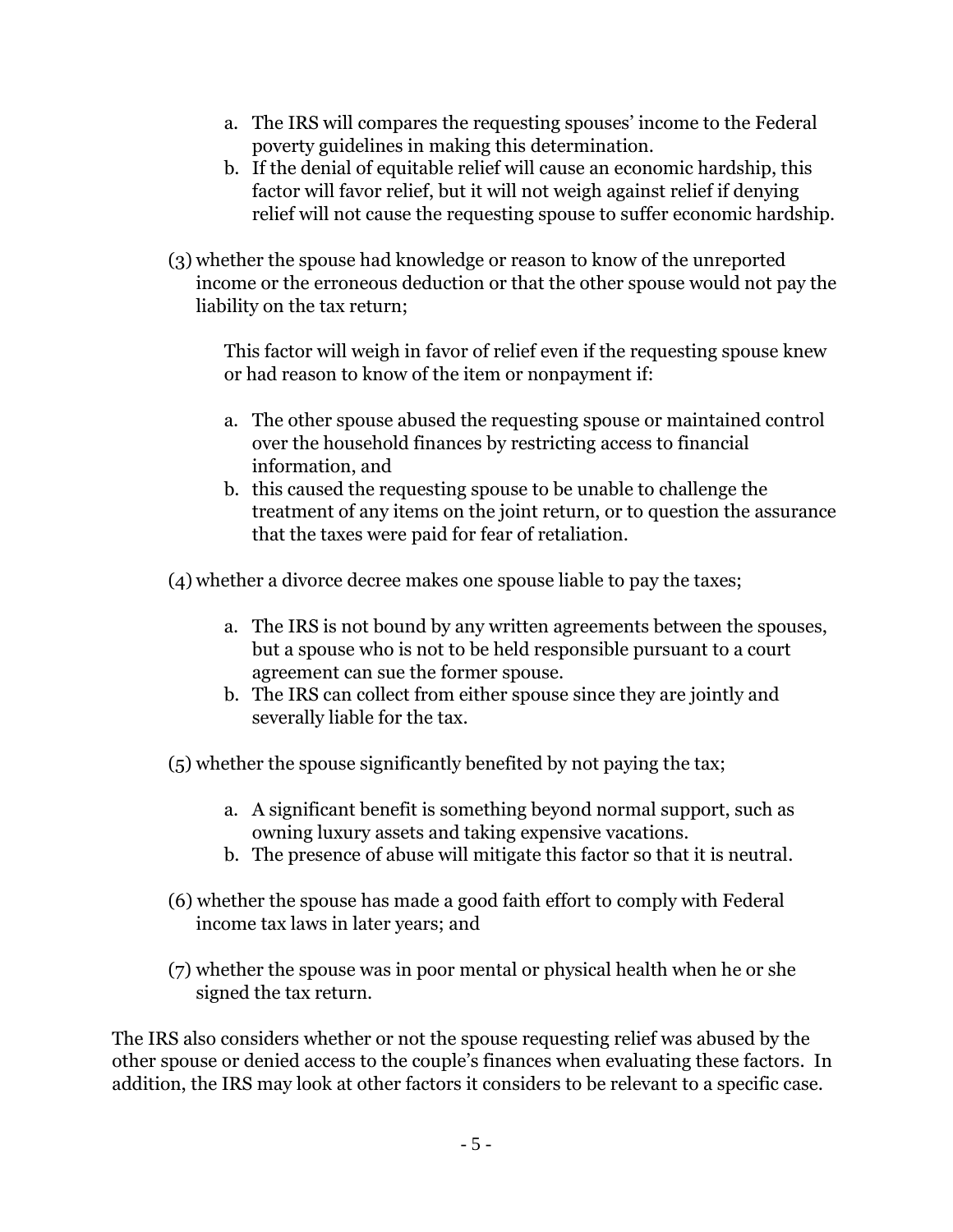a. The IRS will compares the requesting spouses' income to the Federal poverty guidelines in making this determination.
   b. If the denial of equitable relief will cause an economic hardship, this factor will favor relief, but it will not weigh against relief if denying relief will not cause the requesting spouse to suffer economic hardship.

(3) whether the spouse had knowledge or reason to know of the unreported income or the erroneous deduction or that the other spouse would not pay the liability on the tax return;

   This factor will weigh in favor of relief even if the requesting spouse knew or had reason to know of the item or nonpayment if:

   a. The other spouse abused the requesting spouse or maintained control over the household finances by restricting access to financial information, and
   b. this caused the requesting spouse to be unable to challenge the treatment of any items on the joint return, or to question the assurance that the taxes were paid for fear of retaliation.

(4) whether a divorce decree makes one spouse liable to pay the taxes;

   a. The IRS is not bound by any written agreements between the spouses, but a spouse who is not to be held responsible pursuant to a court agreement can sue the former spouse.
   b. The IRS can collect from either spouse since they are jointly and severally liable for the tax.

(5) whether the spouse significantly benefited by not paying the tax;

   a. A significant benefit is something beyond normal support, such as owning luxury assets and taking expensive vacations.
   b. The presence of abuse will mitigate this factor so that it is neutral.

(6) whether the spouse has made a good faith effort to comply with Federal income tax laws in later years; and

(7) whether the spouse was in poor mental or physical health when he or she signed the tax return.

The IRS also considers whether or not the spouse requesting relief was abused by the other spouse or denied access to the couple's finances when evaluating these factors. In addition, the IRS may look at other factors it considers to be relevant to a specific case.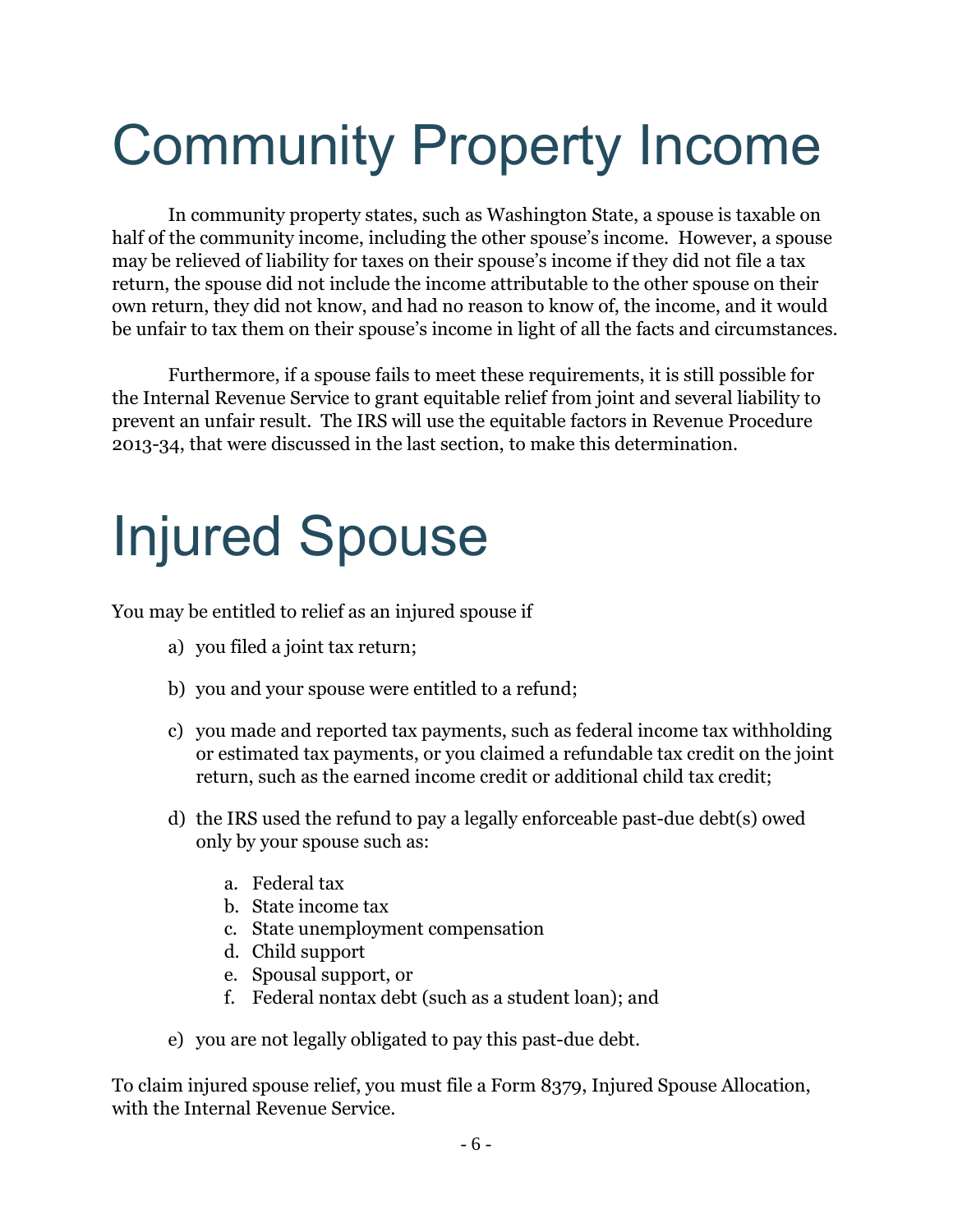# Community Property Income

In community property states, such as Washington State, a spouse is taxable on half of the community income, including the other spouse's income. However, a spouse may be relieved of liability for taxes on their spouse's income if they did not file a tax return, the spouse did not include the income attributable to the other spouse on their own return, they did not know, and had no reason to know of, the income, and it would be unfair to tax them on their spouse's income in light of all the facts and circumstances.

Furthermore, if a spouse fails to meet these requirements, it is still possible for the Internal Revenue Service to grant equitable relief from joint and several liability to prevent an unfair result. The IRS will use the equitable factors in Revenue Procedure 2013-34, that were discussed in the last section, to make this determination.

# Injured Spouse

You may be entitled to relief as an injured spouse if

a) you filed a joint tax return;

b) you and your spouse were entitled to a refund;

c) you made and reported tax payments, such as federal income tax withholding or estimated tax payments, or you claimed a refundable tax credit on the joint return, such as the earned income credit or additional child tax credit;

d) the IRS used the refund to pay a legally enforceable past-due debt(s) owed only by your spouse such as:

   a. Federal tax
   b. State income tax
   c. State unemployment compensation
   d. Child support
   e. Spousal support, or
   f. Federal nontax debt (such as a student loan); and

e) you are not legally obligated to pay this past-due debt.

To claim injured spouse relief, you must file a Form 8379, Injured Spouse Allocation, with the Internal Revenue Service.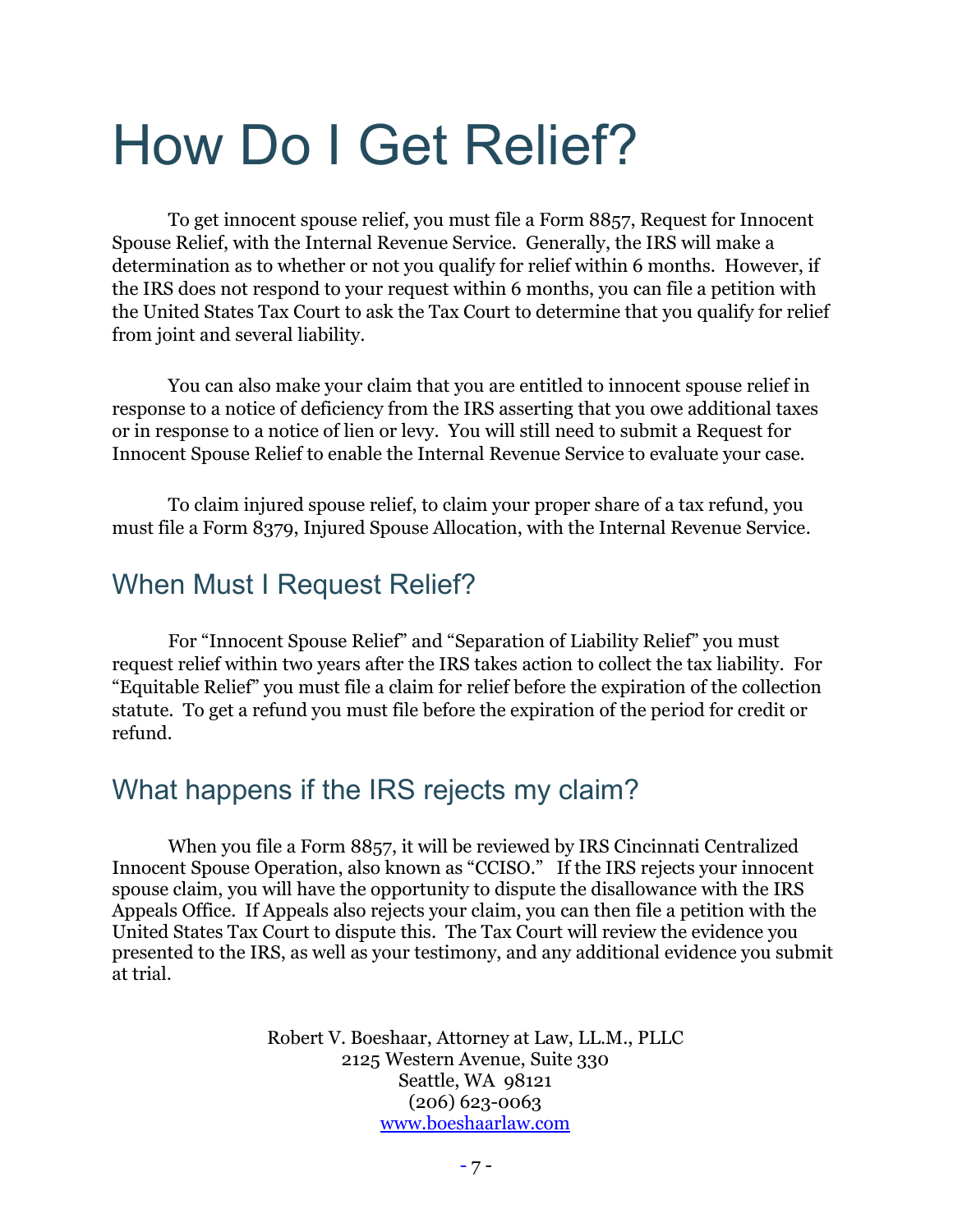# How Do I Get Relief?

To get innocent spouse relief, you must file a Form 8857, Request for Innocent Spouse Relief, with the Internal Revenue Service. Generally, the IRS will make a determination as to whether or not you qualify for relief within 6 months. However, if the IRS does not respond to your request within 6 months, you can file a petition with the United States Tax Court to ask the Tax Court to determine that you qualify for relief from joint and several liability.

You can also make your claim that you are entitled to innocent spouse relief in response to a notice of deficiency from the IRS asserting that you owe additional taxes or in response to a notice of lien or levy. You will still need to submit a Request for Innocent Spouse Relief to enable the Internal Revenue Service to evaluate your case.

To claim injured spouse relief, to claim your proper share of a tax refund, you must file a Form 8379, Injured Spouse Allocation, with the Internal Revenue Service.

## When Must I Request Relief?

For "Innocent Spouse Relief" and "Separation of Liability Relief" you must request relief within two years after the IRS takes action to collect the tax liability. For "Equitable Relief" you must file a claim for relief before the expiration of the collection statute. To get a refund you must file before the expiration of the period for credit or refund.

## What happens if the IRS rejects my claim?

When you file a Form 8857, it will be reviewed by IRS Cincinnati Centralized Innocent Spouse Operation, also known as "CCISO." If the IRS rejects your innocent spouse claim, you will have the opportunity to dispute the disallowance with the IRS Appeals Office. If Appeals also rejects your claim, you can then file a petition with the United States Tax Court to dispute this. The Tax Court will review the evidence you presented to the IRS, as well as your testimony, and any additional evidence you submit at trial.

Robert V. Boeshaar, Attorney at Law, LL.M., PLLC
2125 Western Avenue, Suite 330
Seattle, WA 98121
(206) 623-0063
www.boeshaarlaw.com